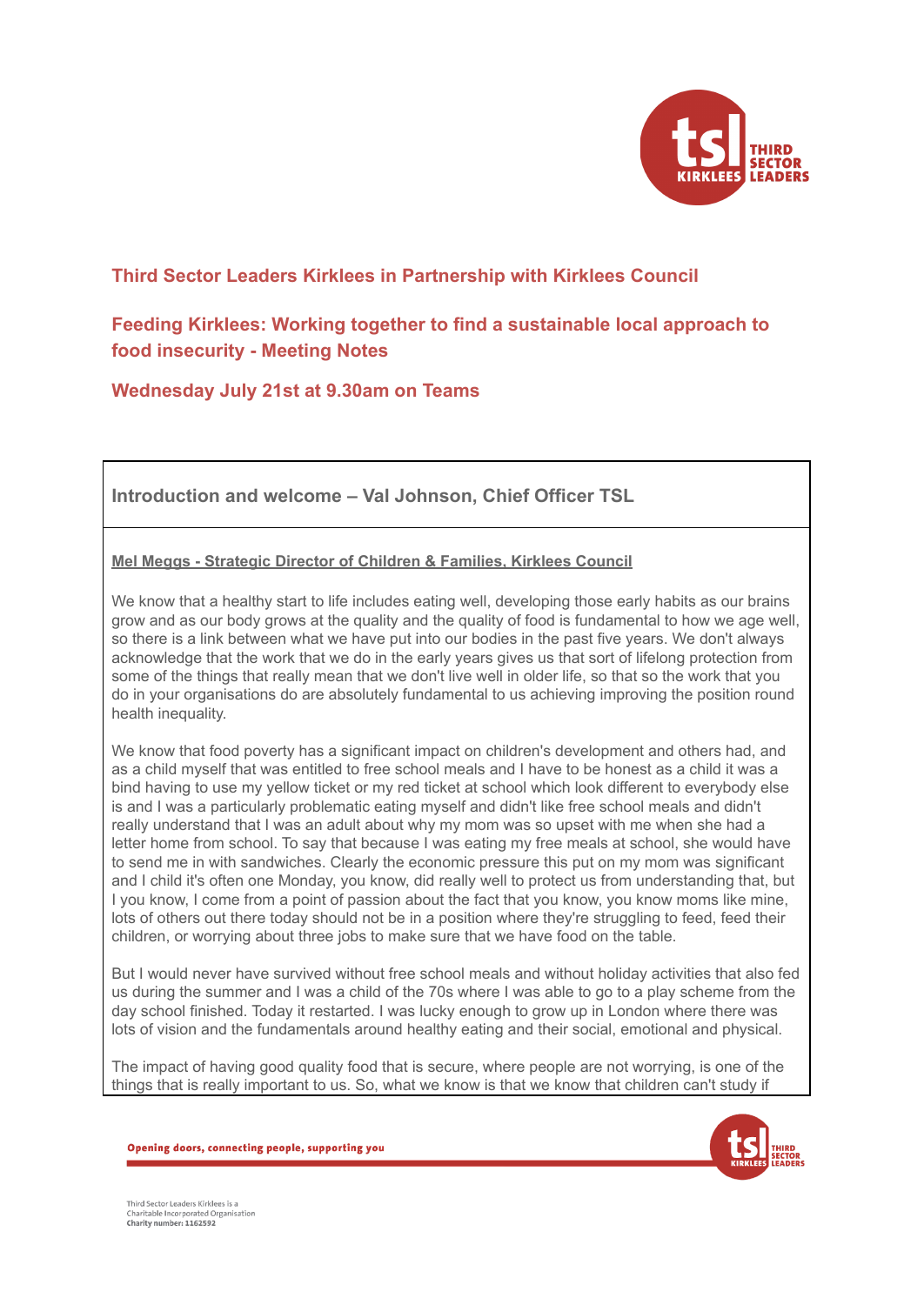## Third Sector Leaders Kirklees in Partnership with Kirklees Council

## Feeding Kirklees: Working together to find a sustainable local approach to food insecurity - Meeting Notes

## Wednesday July 21st at 9.30am on Teams

### Introduction and welcome – Val Johnson, Chief Officer TSL

**Mel Meggs - Strategic Director of Children & Families, Kirklees Council**

We know that a healthy start to life includes eating well, developing those early habits as our brains grow and as our body grows at the quality and the quality of food is fundamental to how we age well, so there is a link between what we have put into our bodies in the past five years. We don't always acknowledge that the work that we do in the early years gives us that sort of lifelong protection from some of the things that really mean that we don't live well in older life, so that so the work that you do in your organisations do are absolutely fundamental to us achieving improving the position round health inequality.

We know that food poverty has a significant impact on children's development and others had, and as a child myself that was entitled to free school meals and I have to be honest as a child it was a bind having to use my yellow ticket or my red ticket at school which look different to everybody else is and I was a particularly problematic eating myself and didn't like free school meals and didn't really understand that I was an adult about why my mom was so upset with me when she had a letter home from school. To say that because I was eating my free meals at school, she would have to send me in with sandwiches. Clearly the economic pressure this put on my mom was significant and I child it's often one Monday, you know, did really well to protect us from understanding that, but I you know, I come from a point of passion about the fact that you know, you know moms like mine, lots of others out there today should not be in a position where they're struggling to feed, feed their children, or worrying about three jobs to make sure that we have food on the table.

But I would never have survived without free school meals and without holiday activities that also fed us during the summer and I was a child of the 70s where I was able to go to a play scheme from the day school finished. Today it restarted. I was lucky enough to grow up in London where there was lots of vision and the fundamentals around healthy eating and their social, emotional and physical.

The impact of having good quality food that is secure, where people are not worrying, is one of the things that is really important to us. So, what we know is that we know that children can't study if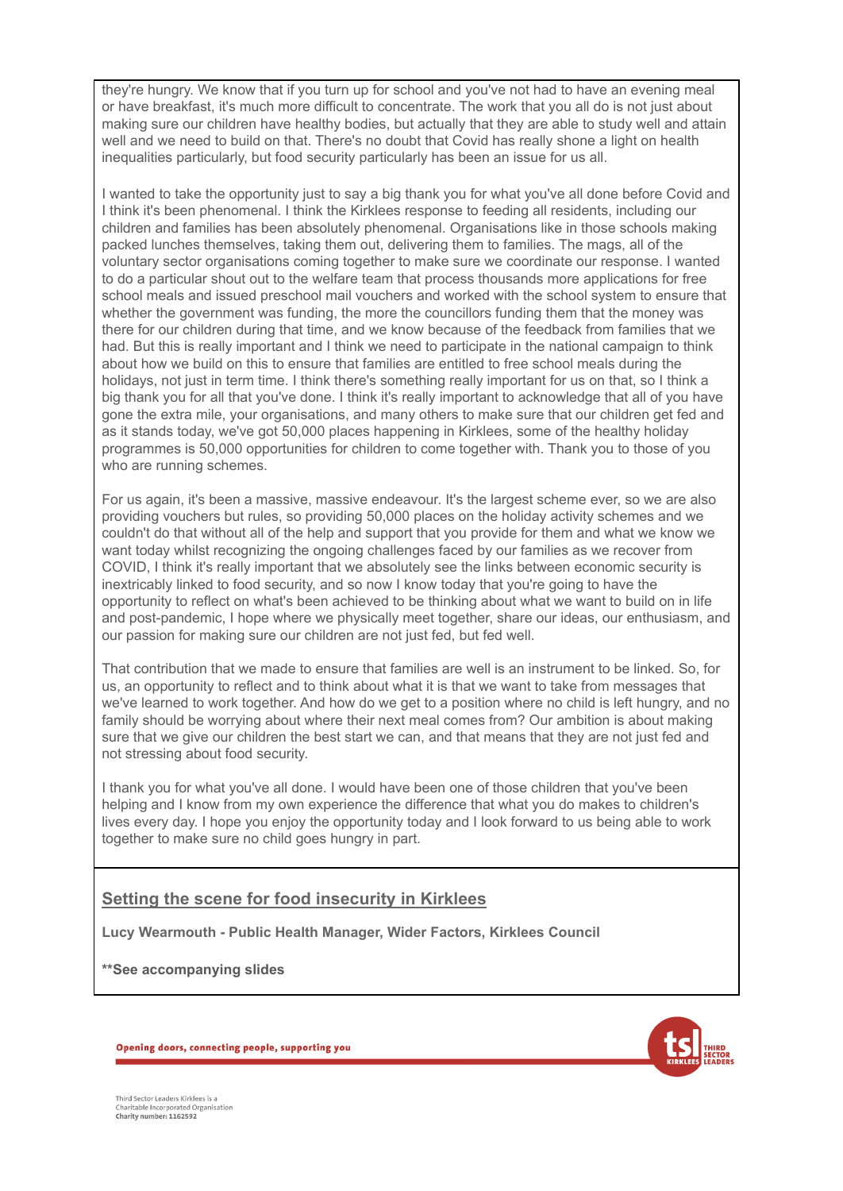they're hungry. We know that if you turn up for school and you've not had to have an evening meal or have breakfast, it's much more difficult to concentrate. The work that you all do is not just about making sure our children have healthy bodies, but actually that they are able to study well and attain well and we need to build on that. There's no doubt that Covid has really shone a light on health inequalities particularly, but food security particularly has been an issue for us all.

I wanted to take the opportunity just to say a big thank you for what you've all done before Covid and I think it's been phenomenal. I think the Kirklees response to feeding all residents, including our children and families has been absolutely phenomenal. Organisations like in those schools making packed lunches themselves, taking them out, delivering them to families. The mags, all of the voluntary sector organisations coming together to make sure we coordinate our response. I wanted to do a particular shout out to the welfare team that process thousands more applications for free school meals and issued preschool mail vouchers and worked with the school system to ensure that whether the government was funding, the more the councillors funding them that the money was there for our children during that time, and we know because of the feedback from families that we had. But this is really important and I think we need to participate in the national campaign to think about how we build on this to ensure that families are entitled to free school meals during the holidays, not just in term time. I think there's something really important for us on that, so I think a big thank you for all that you've done. I think it's really important to acknowledge that all of you have gone the extra mile, your organisations, and many others to make sure that our children get fed and as it stands today, we've got 50,000 places happening in Kirklees, some of the healthy holiday programmes is 50,000 opportunities for children to come together with. Thank you to those of you who are running schemes.

For us again, it's been a massive, massive endeavour. It's the largest scheme ever, so we are also providing vouchers but rules, so providing 50,000 places on the holiday activity schemes and we couldn't do that without all of the help and support that you provide for them and what we know we want today whilst recognizing the ongoing challenges faced by our families as we recover from COVID, I think it's really important that we absolutely see the links between economic security is inextricably linked to food security, and so now I know today that you're going to have the opportunity to reflect on what's been achieved to be thinking about what we want to build on in life and post-pandemic, I hope where we physically meet together, share our ideas, our enthusiasm, and our passion for making sure our children are not just fed, but fed well.

That contribution that we made to ensure that families are well is an instrument to be linked. So, for us, an opportunity to reflect and to think about what it is that we want to take from messages that we've learned to work together. And how do we get to a position where no child is left hungry, and no family should be worrying about where their next meal comes from? Our ambition is about making sure that we give our children the best start we can, and that means that they are not just fed and not stressing about food security.

I thank you for what you've all done. I would have been one of those children that you've been helping and I know from my own experience the difference that what you do makes to children's lives every day. I hope you enjoy the opportunity today and I look forward to us being able to work together to make sure no child goes hungry in part.

## Setting the scene for food insecurity in Kirklees

**Lucy Wearmouth - Public Health Manager, Wider Factors, Kirklees Council**

**\*\*See accompanying slides**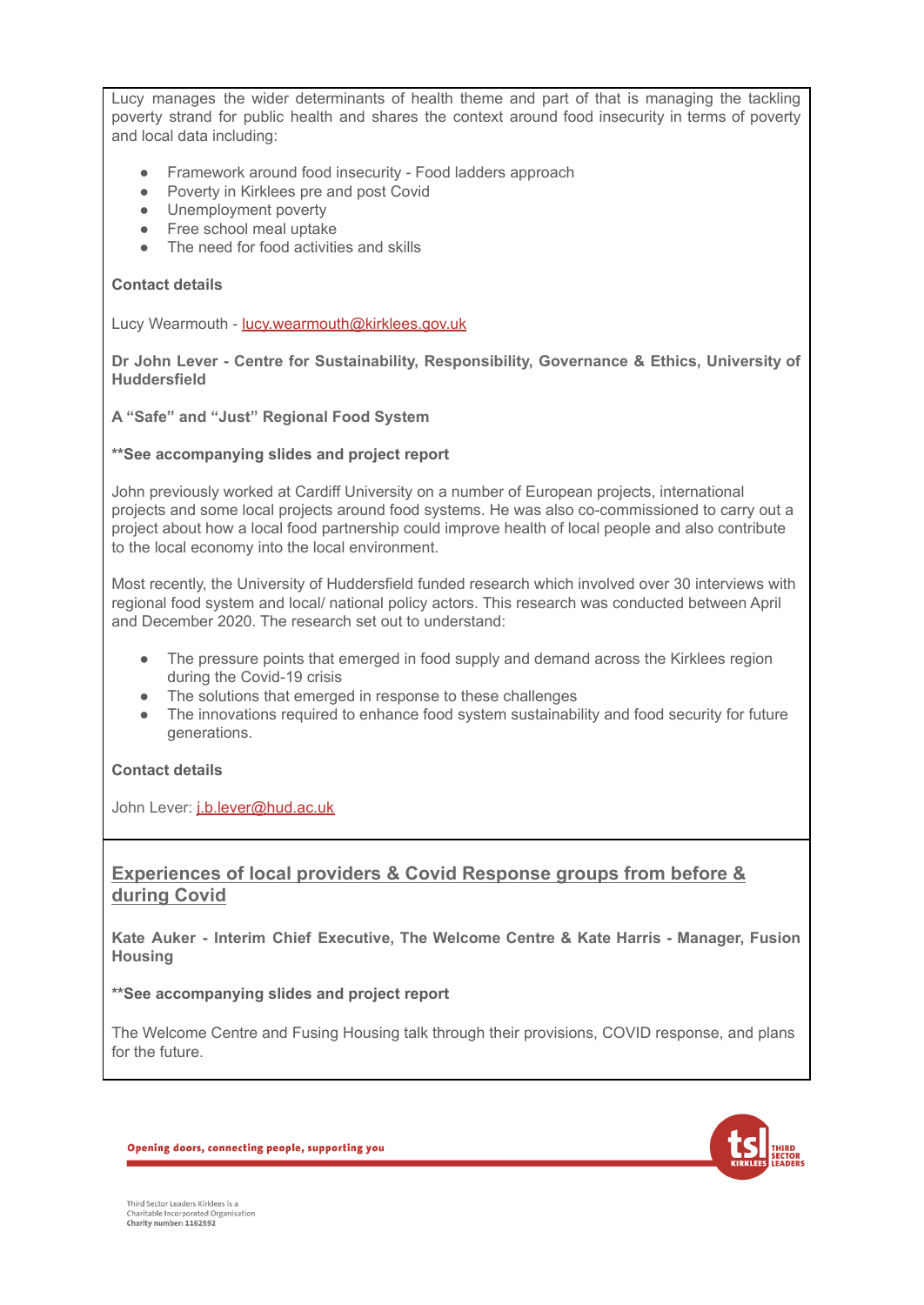Lucy manages the wider determinants of health theme and part of that is managing the tackling poverty strand for public health and shares the context around food insecurity in terms of poverty and local data including:

- Framework around food insecurity - Food ladders approach
- Poverty in Kirklees pre and post Covid
- Unemployment poverty
- Free school meal uptake
- The need for food activities and skills

**Contact details**

Lucy Wearmouth - [lucy.wearmouth@kirklees.gov.uk](mailto:lucy.wearmouth@kirklees.gov.uk)

**Dr John Lever - Centre for Sustainability, Responsibility, Governance & Ethics, University of Huddersfield**

**A "Safe" and "Just" Regional Food System**

**\*\*See accompanying slides and project report**

John previously worked at Cardiff University on a number of European projects, international projects and some local projects around food systems. He was also co-commissioned to carry out a project about how a local food partnership could improve health of local people and also contribute to the local economy into the local environment.

Most recently, the University of Huddersfield funded research which involved over 30 interviews with regional food system and local/ national policy actors. This research was conducted between April and December 2020. The research set out to understand:

- The pressure points that emerged in food supply and demand across the Kirklees region during the Covid-19 crisis
- The solutions that emerged in response to these challenges
- The innovations required to enhance food system sustainability and food security for future generations.

**Contact details**

John Lever: [j.b.lever@hud.ac.uk](mailto:j.b.lever@hud.ac.uk)

## Experiences of local providers & Covid Response groups from before & during Covid

**Kate Auker - Interim Chief Executive, The Welcome Centre & Kate Harris - Manager, Fusion Housing**

**\*\*See accompanying slides and project report**

The Welcome Centre and Fusing Housing talk through their provisions, COVID response, and plans for the future.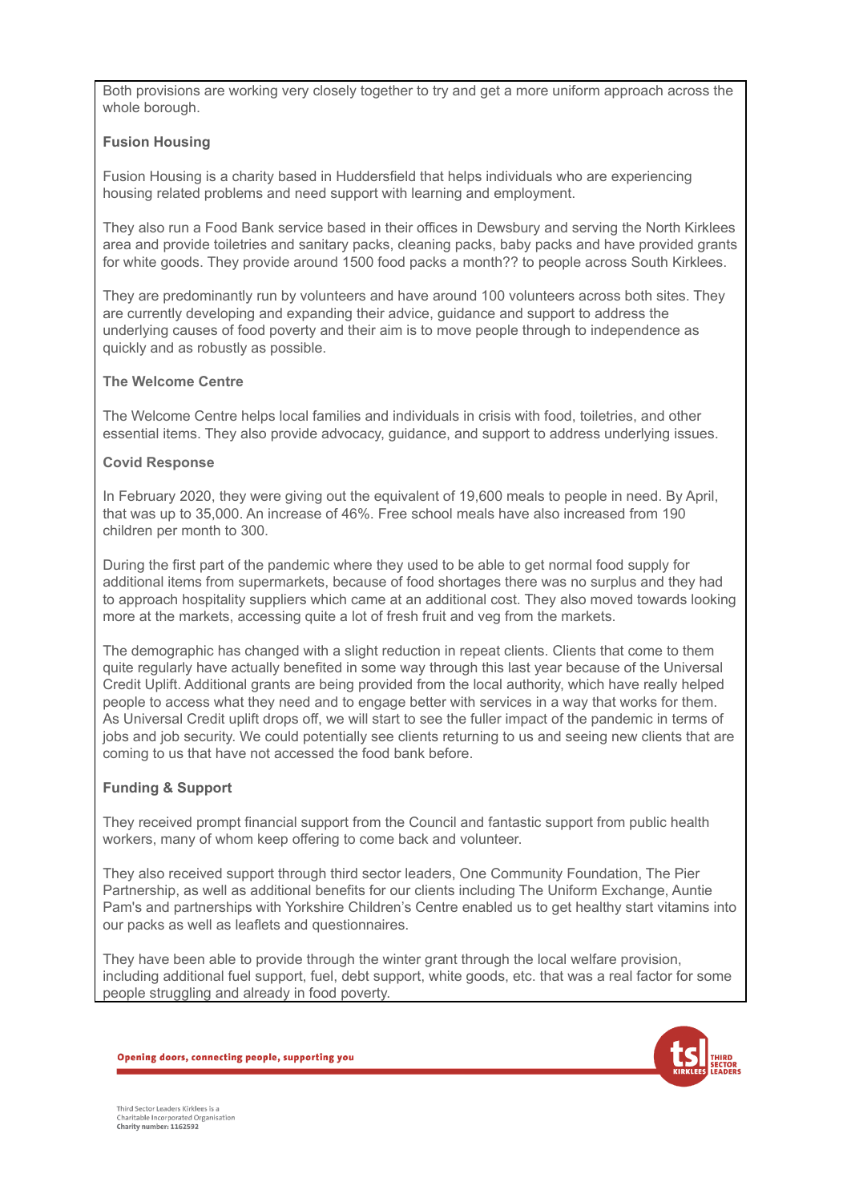Both provisions are working very closely together to try and get a more uniform approach across the whole borough.

**Fusion Housing**

Fusion Housing is a charity based in Huddersfield that helps individuals who are experiencing housing related problems and need support with learning and employment.

They also run a Food Bank service based in their offices in Dewsbury and serving the North Kirklees area and provide toiletries and sanitary packs, cleaning packs, baby packs and have provided grants for white goods. They provide around 1500 food packs a month?? to people across South Kirklees.

They are predominantly run by volunteers and have around 100 volunteers across both sites. They are currently developing and expanding their advice, guidance and support to address the underlying causes of food poverty and their aim is to move people through to independence as quickly and as robustly as possible.

**The Welcome Centre**

The Welcome Centre helps local families and individuals in crisis with food, toiletries, and other essential items. They also provide advocacy, guidance, and support to address underlying issues.

**Covid Response**

In February 2020, they were giving out the equivalent of 19,600 meals to people in need. By April, that was up to 35,000. An increase of 46%. Free school meals have also increased from 190 children per month to 300.

During the first part of the pandemic where they used to be able to get normal food supply for additional items from supermarkets, because of food shortages there was no surplus and they had to approach hospitality suppliers which came at an additional cost. They also moved towards looking more at the markets, accessing quite a lot of fresh fruit and veg from the markets.

The demographic has changed with a slight reduction in repeat clients. Clients that come to them quite regularly have actually benefited in some way through this last year because of the Universal Credit Uplift. Additional grants are being provided from the local authority, which have really helped people to access what they need and to engage better with services in a way that works for them. As Universal Credit uplift drops off, we will start to see the fuller impact of the pandemic in terms of jobs and job security. We could potentially see clients returning to us and seeing new clients that are coming to us that have not accessed the food bank before.

**Funding & Support**

They received prompt financial support from the Council and fantastic support from public health workers, many of whom keep offering to come back and volunteer.

They also received support through third sector leaders, One Community Foundation, The Pier Partnership, as well as additional benefits for our clients including The Uniform Exchange, Auntie Pam's and partnerships with Yorkshire Children's Centre enabled us to get healthy start vitamins into our packs as well as leaflets and questionnaires.

They have been able to provide through the winter grant through the local welfare provision, including additional fuel support, fuel, debt support, white goods, etc. that was a real factor for some people struggling and already in food poverty.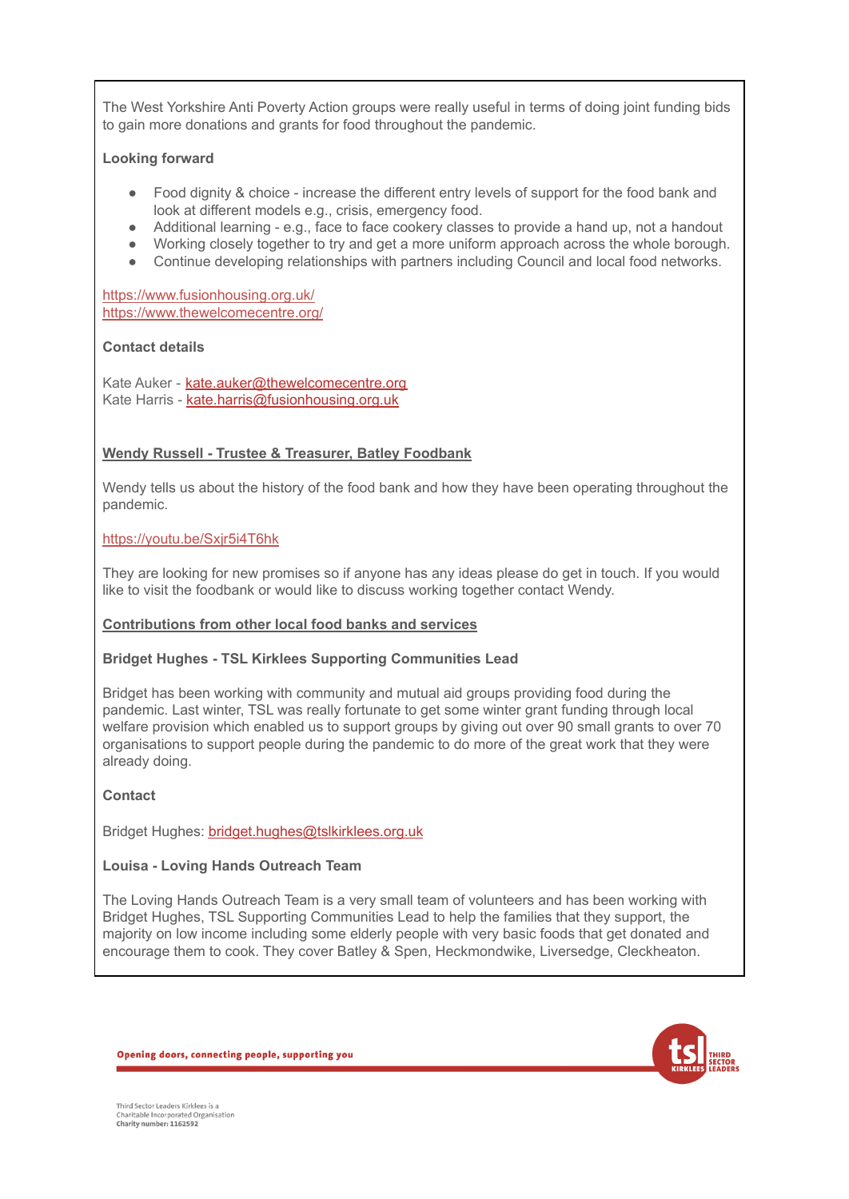The West Yorkshire Anti Poverty Action groups were really useful in terms of doing joint funding bids to gain more donations and grants for food throughout the pandemic.

**Looking forward**

- Food dignity & choice - increase the different entry levels of support for the food bank and look at different models e.g., crisis, emergency food.
- Additional learning - e.g., face to face cookery classes to provide a hand up, not a handout
- Working closely together to try and get a more uniform approach across the whole borough.
- Continue developing relationships with partners including Council and local food networks.

https://www.fusionhousing.org.uk/
https://www.thewelcomecentre.org/

**Contact details**

Kate Auker - kate.auker@thewelcomecentre.org
Kate Harris - kate.harris@fusionhousing.org.uk

**Wendy Russell - Trustee & Treasurer, Batley Foodbank**

Wendy tells us about the history of the food bank and how they have been operating throughout the pandemic.

https://youtu.be/Sxjr5i4T6hk

They are looking for new promises so if anyone has any ideas please do get in touch. If you would like to visit the foodbank or would like to discuss working together contact Wendy.

**Contributions from other local food banks and services**

**Bridget Hughes - TSL Kirklees Supporting Communities Lead**

Bridget has been working with community and mutual aid groups providing food during the pandemic. Last winter, TSL was really fortunate to get some winter grant funding through local welfare provision which enabled us to support groups by giving out over 90 small grants to over 70 organisations to support people during the pandemic to do more of the great work that they were already doing.

**Contact**

Bridget Hughes: bridget.hughes@tslkirklees.org.uk

**Louisa - Loving Hands Outreach Team**

The Loving Hands Outreach Team is a very small team of volunteers and has been working with Bridget Hughes, TSL Supporting Communities Lead to help the families that they support, the majority on low income including some elderly people with very basic foods that get donated and encourage them to cook. They cover Batley & Spen, Heckmondwike, Liversedge, Cleckheaton.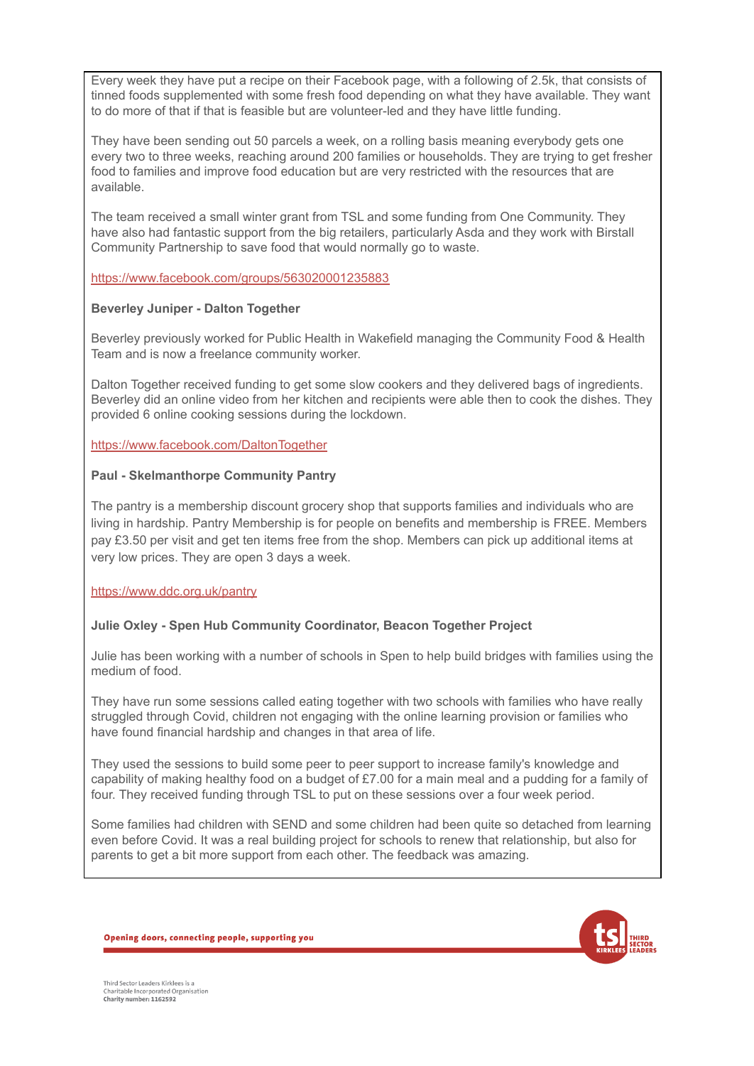Every week they have put a recipe on their Facebook page, with a following of 2.5k, that consists of tinned foods supplemented with some fresh food depending on what they have available. They want to do more of that if that is feasible but are volunteer-led and they have little funding.

They have been sending out 50 parcels a week, on a rolling basis meaning everybody gets one every two to three weeks, reaching around 200 families or households. They are trying to get fresher food to families and improve food education but are very restricted with the resources that are available.

The team received a small winter grant from TSL and some funding from One Community. They have also had fantastic support from the big retailers, particularly Asda and they work with Birstall Community Partnership to save food that would normally go to waste.

https://www.facebook.com/groups/563020001235883

**Beverley Juniper - Dalton Together**

Beverley previously worked for Public Health in Wakefield managing the Community Food & Health Team and is now a freelance community worker.

Dalton Together received funding to get some slow cookers and they delivered bags of ingredients. Beverley did an online video from her kitchen and recipients were able then to cook the dishes. They provided 6 online cooking sessions during the lockdown.

https://www.facebook.com/DaltonTogether

**Paul - Skelmanthorpe Community Pantry**

The pantry is a membership discount grocery shop that supports families and individuals who are living in hardship. Pantry Membership is for people on benefits and membership is FREE. Members pay £3.50 per visit and get ten items free from the shop. Members can pick up additional items at very low prices. They are open 3 days a week.

https://www.ddc.org.uk/pantry

**Julie Oxley - Spen Hub Community Coordinator, Beacon Together Project**

Julie has been working with a number of schools in Spen to help build bridges with families using the medium of food.

They have run some sessions called eating together with two schools with families who have really struggled through Covid, children not engaging with the online learning provision or families who have found financial hardship and changes in that area of life.

They used the sessions to build some peer to peer support to increase family's knowledge and capability of making healthy food on a budget of £7.00 for a main meal and a pudding for a family of four. They received funding through TSL to put on these sessions over a four week period.

Some families had children with SEND and some children had been quite so detached from learning even before Covid. It was a real building project for schools to renew that relationship, but also for parents to get a bit more support from each other. The feedback was amazing.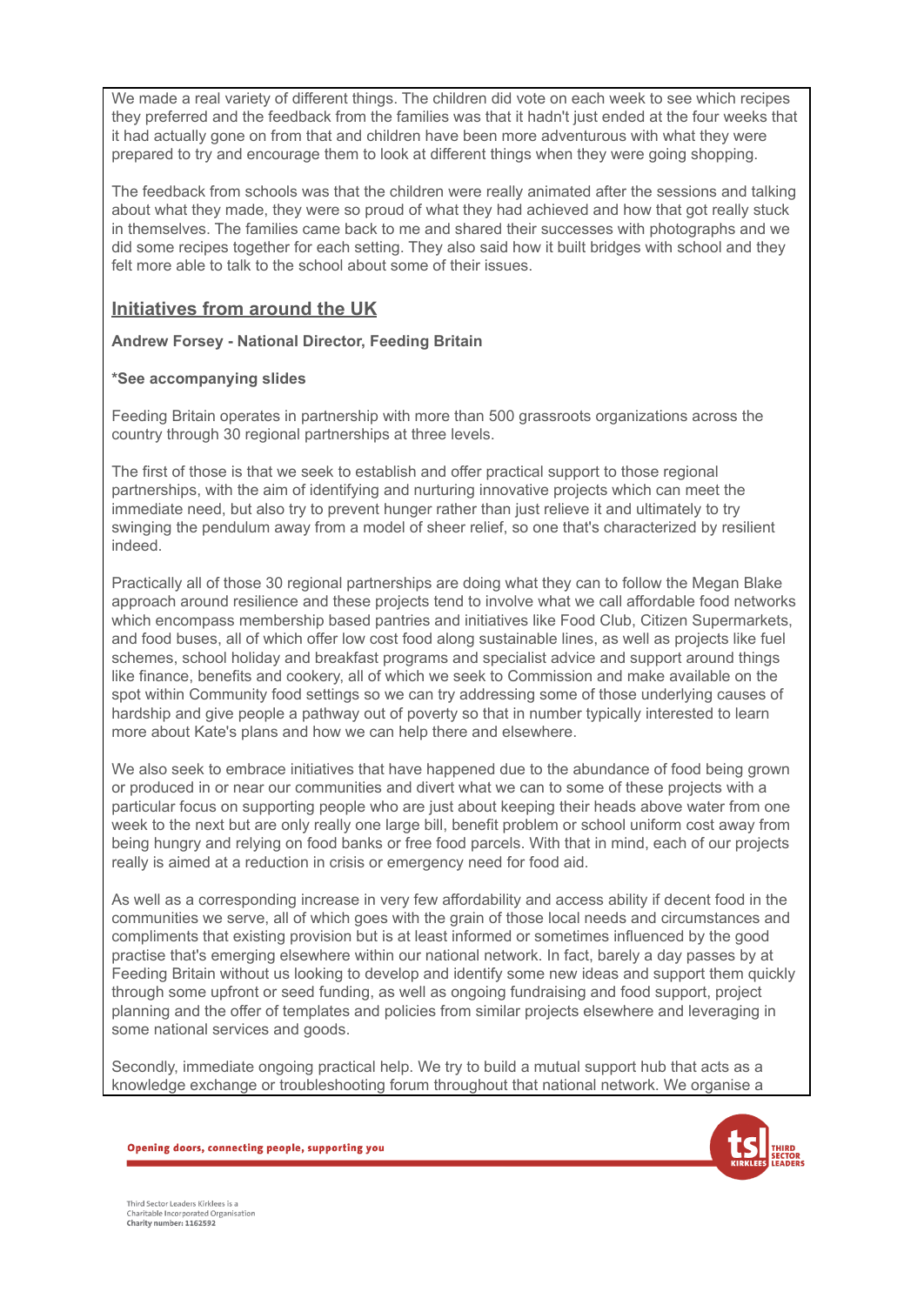We made a real variety of different things. The children did vote on each week to see which recipes they preferred and the feedback from the families was that it hadn't just ended at the four weeks that it had actually gone on from that and children have been more adventurous with what they were prepared to try and encourage them to look at different things when they were going shopping.

The feedback from schools was that the children were really animated after the sessions and talking about what they made, they were so proud of what they had achieved and how that got really stuck in themselves. The families came back to me and shared their successes with photographs and we did some recipes together for each setting. They also said how it built bridges with school and they felt more able to talk to the school about some of their issues.

## Initiatives from around the UK

**Andrew Forsey - National Director, Feeding Britain**

**\*See accompanying slides**

Feeding Britain operates in partnership with more than 500 grassroots organizations across the country through 30 regional partnerships at three levels.

The first of those is that we seek to establish and offer practical support to those regional partnerships, with the aim of identifying and nurturing innovative projects which can meet the immediate need, but also try to prevent hunger rather than just relieve it and ultimately to try swinging the pendulum away from a model of sheer relief, so one that's characterized by resilient indeed.

Practically all of those 30 regional partnerships are doing what they can to follow the Megan Blake approach around resilience and these projects tend to involve what we call affordable food networks which encompass membership based pantries and initiatives like Food Club, Citizen Supermarkets, and food buses, all of which offer low cost food along sustainable lines, as well as projects like fuel schemes, school holiday and breakfast programs and specialist advice and support around things like finance, benefits and cookery, all of which we seek to Commission and make available on the spot within Community food settings so we can try addressing some of those underlying causes of hardship and give people a pathway out of poverty so that in number typically interested to learn more about Kate's plans and how we can help there and elsewhere.

We also seek to embrace initiatives that have happened due to the abundance of food being grown or produced in or near our communities and divert what we can to some of these projects with a particular focus on supporting people who are just about keeping their heads above water from one week to the next but are only really one large bill, benefit problem or school uniform cost away from being hungry and relying on food banks or free food parcels. With that in mind, each of our projects really is aimed at a reduction in crisis or emergency need for food aid.

As well as a corresponding increase in very few affordability and access ability if decent food in the communities we serve, all of which goes with the grain of those local needs and circumstances and compliments that existing provision but is at least informed or sometimes influenced by the good practise that's emerging elsewhere within our national network. In fact, barely a day passes by at Feeding Britain without us looking to develop and identify some new ideas and support them quickly through some upfront or seed funding, as well as ongoing fundraising and food support, project planning and the offer of templates and policies from similar projects elsewhere and leveraging in some national services and goods.

Secondly, immediate ongoing practical help. We try to build a mutual support hub that acts as a knowledge exchange or troubleshooting forum throughout that national network. We organise a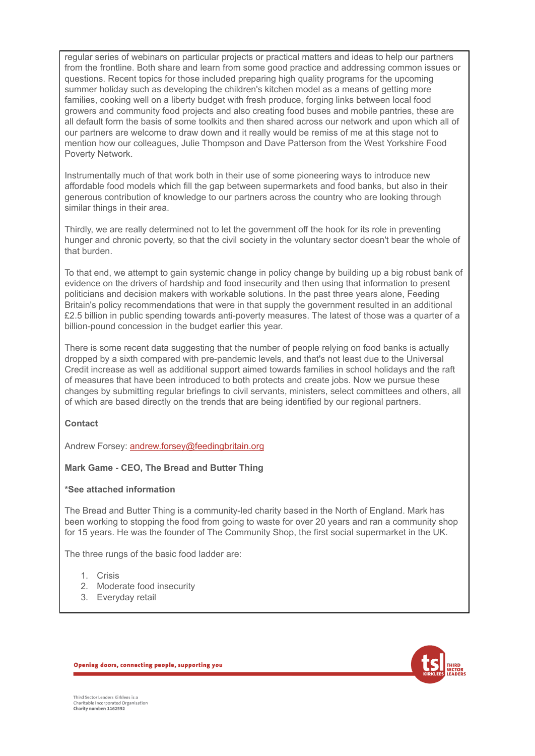regular series of webinars on particular projects or practical matters and ideas to help our partners from the frontline. Both share and learn from some good practice and addressing common issues or questions. Recent topics for those included preparing high quality programs for the upcoming summer holiday such as developing the children's kitchen model as a means of getting more families, cooking well on a liberty budget with fresh produce, forging links between local food growers and community food projects and also creating food buses and mobile pantries, these are all default form the basis of some toolkits and then shared across our network and upon which all of our partners are welcome to draw down and it really would be remiss of me at this stage not to mention how our colleagues, Julie Thompson and Dave Patterson from the West Yorkshire Food Poverty Network.

Instrumentally much of that work both in their use of some pioneering ways to introduce new affordable food models which fill the gap between supermarkets and food banks, but also in their generous contribution of knowledge to our partners across the country who are looking through similar things in their area.

Thirdly, we are really determined not to let the government off the hook for its role in preventing hunger and chronic poverty, so that the civil society in the voluntary sector doesn't bear the whole of that burden.

To that end, we attempt to gain systemic change in policy change by building up a big robust bank of evidence on the drivers of hardship and food insecurity and then using that information to present politicians and decision makers with workable solutions. In the past three years alone, Feeding Britain's policy recommendations that were in that supply the government resulted in an additional £2.5 billion in public spending towards anti-poverty measures. The latest of those was a quarter of a billion-pound concession in the budget earlier this year.

There is some recent data suggesting that the number of people relying on food banks is actually dropped by a sixth compared with pre-pandemic levels, and that's not least due to the Universal Credit increase as well as additional support aimed towards families in school holidays and the raft of measures that have been introduced to both protects and create jobs. Now we pursue these changes by submitting regular briefings to civil servants, ministers, select committees and others, all of which are based directly on the trends that are being identified by our regional partners.

**Contact**

Andrew Forsey: andrew.forsey@feedingbritain.org

**Mark Game - CEO, The Bread and Butter Thing**

**\*See attached information**

The Bread and Butter Thing is a community-led charity based in the North of England. Mark has been working to stopping the food from going to waste for over 20 years and ran a community shop for 15 years. He was the founder of The Community Shop, the first social supermarket in the UK.

The three rungs of the basic food ladder are:

1. Crisis
2. Moderate food insecurity
3. Everyday retail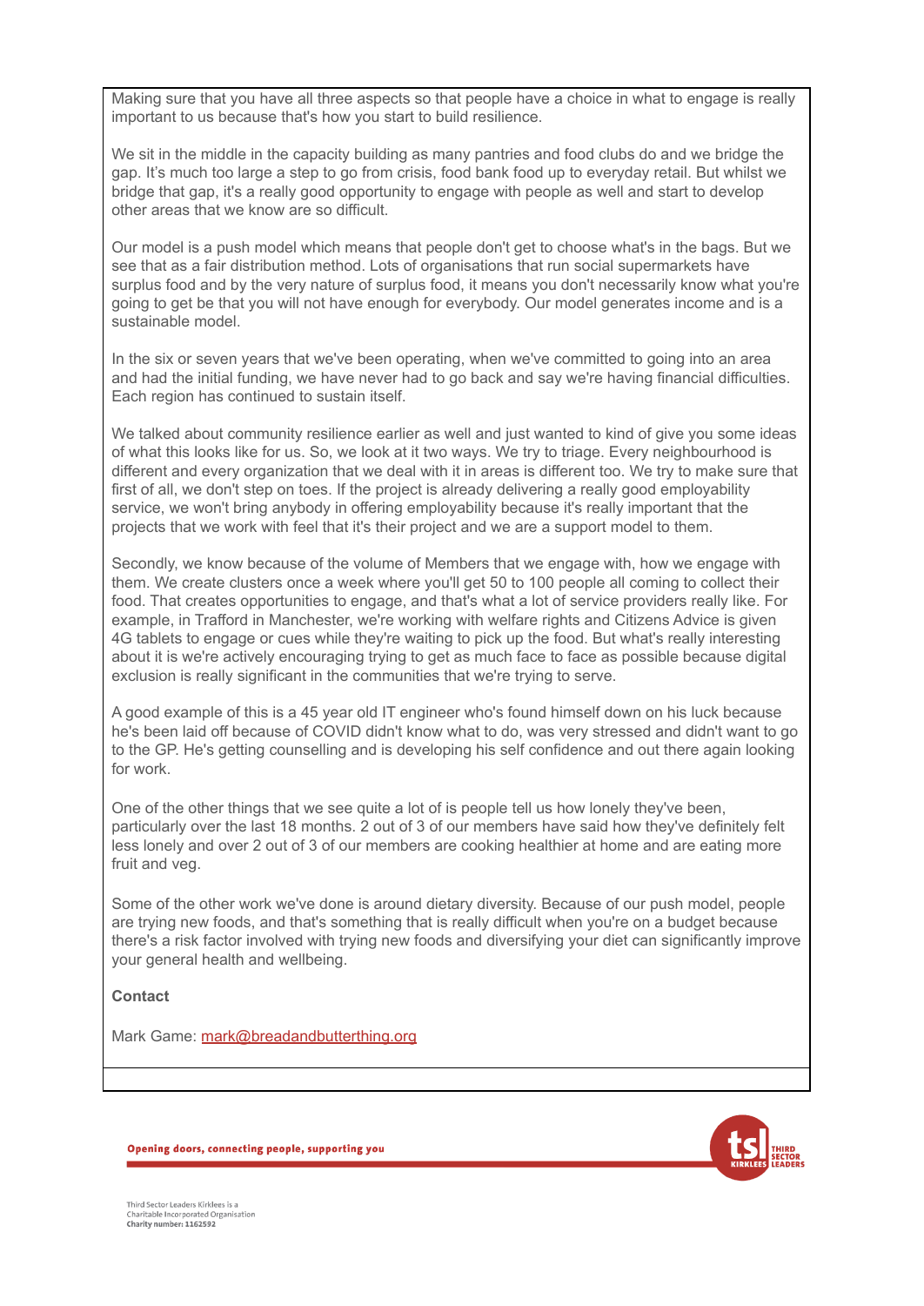Making sure that you have all three aspects so that people have a choice in what to engage is really important to us because that's how you start to build resilience.

We sit in the middle in the capacity building as many pantries and food clubs do and we bridge the gap. It's much too large a step to go from crisis, food bank food up to everyday retail. But whilst we bridge that gap, it's a really good opportunity to engage with people as well and start to develop other areas that we know are so difficult.

Our model is a push model which means that people don't get to choose what's in the bags. But we see that as a fair distribution method. Lots of organisations that run social supermarkets have surplus food and by the very nature of surplus food, it means you don't necessarily know what you're going to get be that you will not have enough for everybody. Our model generates income and is a sustainable model.

In the six or seven years that we've been operating, when we've committed to going into an area and had the initial funding, we have never had to go back and say we're having financial difficulties. Each region has continued to sustain itself.

We talked about community resilience earlier as well and just wanted to kind of give you some ideas of what this looks like for us. So, we look at it two ways. We try to triage. Every neighbourhood is different and every organization that we deal with it in areas is different too. We try to make sure that first of all, we don't step on toes. If the project is already delivering a really good employability service, we won't bring anybody in offering employability because it's really important that the projects that we work with feel that it's their project and we are a support model to them.

Secondly, we know because of the volume of Members that we engage with, how we engage with them. We create clusters once a week where you'll get 50 to 100 people all coming to collect their food. That creates opportunities to engage, and that's what a lot of service providers really like. For example, in Trafford in Manchester, we're working with welfare rights and Citizens Advice is given 4G tablets to engage or cues while they're waiting to pick up the food. But what's really interesting about it is we're actively encouraging trying to get as much face to face as possible because digital exclusion is really significant in the communities that we're trying to serve.

A good example of this is a 45 year old IT engineer who's found himself down on his luck because he's been laid off because of COVID didn't know what to do, was very stressed and didn't want to go to the GP. He's getting counselling and is developing his self confidence and out there again looking for work.

One of the other things that we see quite a lot of is people tell us how lonely they've been, particularly over the last 18 months. 2 out of 3 of our members have said how they've definitely felt less lonely and over 2 out of 3 of our members are cooking healthier at home and are eating more fruit and veg.

Some of the other work we've done is around dietary diversity. Because of our push model, people are trying new foods, and that's something that is really difficult when you're on a budget because there's a risk factor involved with trying new foods and diversifying your diet can significantly improve your general health and wellbeing.

**Contact**

Mark Game: mark@breadandbutterthing.org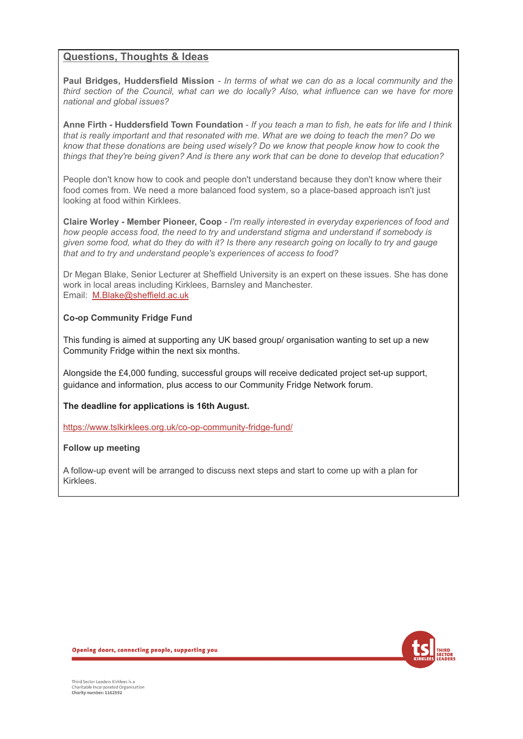## Questions, Thoughts & Ideas

**Paul Bridges, Huddersfield Mission** - *In terms of what we can do as a local community and the third section of the Council, what can we do locally? Also, what influence can we have for more national and global issues?*

**Anne Firth - Huddersfield Town Foundation** - *If you teach a man to fish, he eats for life and I think that is really important and that resonated with me. What are we doing to teach the men? Do we know that these donations are being used wisely? Do we know that people know how to cook the things that they're being given? And is there any work that can be done to develop that education?*

People don't know how to cook and people don't understand because they don't know where their food comes from. We need a more balanced food system, so a place-based approach isn't just looking at food within Kirklees.

**Claire Worley - Member Pioneer, Coop** - *I'm really interested in everyday experiences of food and how people access food, the need to try and understand stigma and understand if somebody is given some food, what do they do with it? Is there any research going on locally to try and gauge that and to try and understand people's experiences of access to food?*

Dr Megan Blake, Senior Lecturer at Sheffield University is an expert on these issues. She has done work in local areas including Kirklees, Barnsley and Manchester.
Email: M.Blake@sheffield.ac.uk

**Co-op Community Fridge Fund**

This funding is aimed at supporting any UK based group/ organisation wanting to set up a new Community Fridge within the next six months.

Alongside the £4,000 funding, successful groups will receive dedicated project set-up support, guidance and information, plus access to our Community Fridge Network forum.

**The deadline for applications is 16th August.**

https://www.tslkirklees.org.uk/co-op-community-fridge-fund/

**Follow up meeting**

A follow-up event will be arranged to discuss next steps and start to come up with a plan for Kirklees.

Third Sector Leaders Kirklees is a Charitable Incorporated Organisation
**Charity number: 1162592**